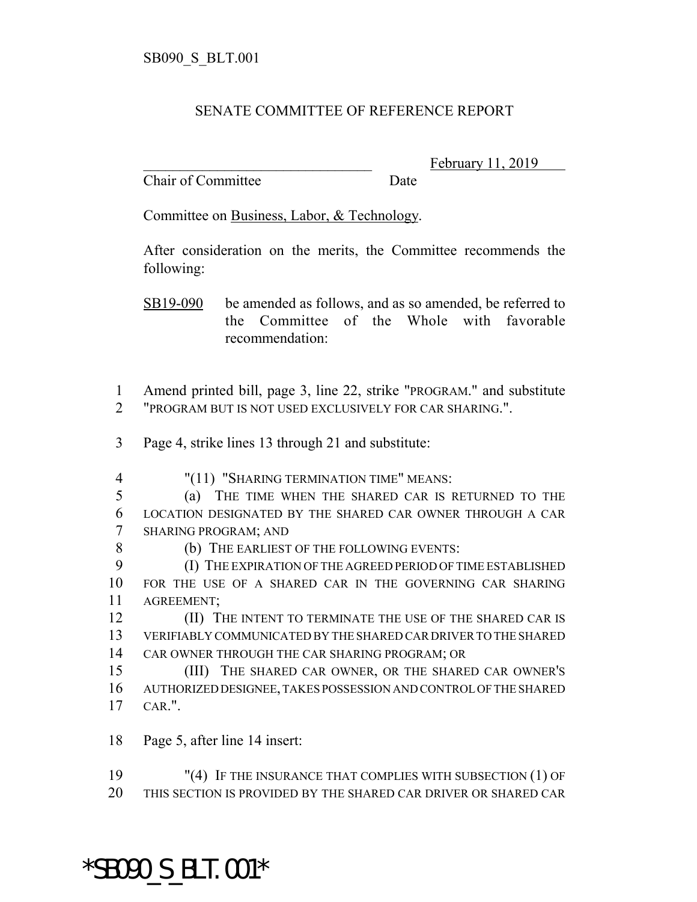SB090_S_BLT.001

SENATE COMMITTEE OF REFERENCE REPORT

_______________________________ February 11, 2019
Chair of Committee Date

Committee on Business, Labor, & Technology.

After consideration on the merits, the Committee recommends the following:

SB19-090 be amended as follows, and as so amended, be referred to the Committee of the Whole with favorable recommendation:

1 Amend printed bill, page 3, line 22, strike "PROGRAM." and substitute
2 "PROGRAM BUT IS NOT USED EXCLUSIVELY FOR CAR SHARING.".

3 Page 4, strike lines 13 through 21 and substitute:

4 "(11) "SHARING TERMINATION TIME" MEANS:
5 (a) THE TIME WHEN THE SHARED CAR IS RETURNED TO THE
6 LOCATION DESIGNATED BY THE SHARED CAR OWNER THROUGH A CAR
7 SHARING PROGRAM; AND
8 (b) THE EARLIEST OF THE FOLLOWING EVENTS:
9 (I) THE EXPIRATION OF THE AGREED PERIOD OF TIME ESTABLISHED
10 FOR THE USE OF A SHARED CAR IN THE GOVERNING CAR SHARING
11 AGREEMENT;
12 (II) THE INTENT TO TERMINATE THE USE OF THE SHARED CAR IS
13 VERIFIABLY COMMUNICATED BY THE SHARED CAR DRIVER TO THE SHARED
14 CAR OWNER THROUGH THE CAR SHARING PROGRAM; OR
15 (III) THE SHARED CAR OWNER, OR THE SHARED CAR OWNER'S
16 AUTHORIZED DESIGNEE, TAKES POSSESSION AND CONTROL OF THE SHARED
17 CAR.".

18 Page 5, after line 14 insert:

19 "(4) IF THE INSURANCE THAT COMPLIES WITH SUBSECTION (1) OF
20 THIS SECTION IS PROVIDED BY THE SHARED CAR DRIVER OR SHARED CAR

*SB090_S_BLT.001*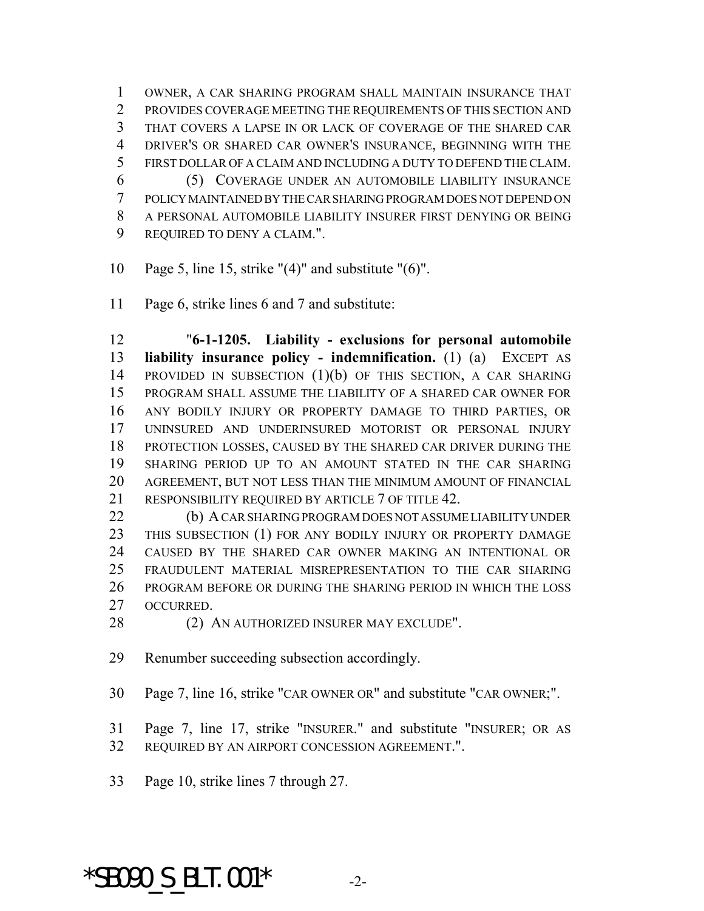OWNER, A CAR SHARING PROGRAM SHALL MAINTAIN INSURANCE THAT PROVIDES COVERAGE MEETING THE REQUIREMENTS OF THIS SECTION AND THAT COVERS A LAPSE IN OR LACK OF COVERAGE OF THE SHARED CAR DRIVER'S OR SHARED CAR OWNER'S INSURANCE, BEGINNING WITH THE FIRST DOLLAR OF A CLAIM AND INCLUDING A DUTY TO DEFEND THE CLAIM.

(5) COVERAGE UNDER AN AUTOMOBILE LIABILITY INSURANCE POLICY MAINTAINED BY THE CAR SHARING PROGRAM DOES NOT DEPEND ON A PERSONAL AUTOMOBILE LIABILITY INSURER FIRST DENYING OR BEING REQUIRED TO DENY A CLAIM.".

Page 5, line 15, strike "(4)" and substitute "(6)".

Page 6, strike lines 6 and 7 and substitute:

"**6-1-1205. Liability - exclusions for personal automobile liability insurance policy - indemnification.** (1) (a) EXCEPT AS PROVIDED IN SUBSECTION (1)(b) OF THIS SECTION, A CAR SHARING PROGRAM SHALL ASSUME THE LIABILITY OF A SHARED CAR OWNER FOR ANY BODILY INJURY OR PROPERTY DAMAGE TO THIRD PARTIES, OR UNINSURED AND UNDERINSURED MOTORIST OR PERSONAL INJURY PROTECTION LOSSES, CAUSED BY THE SHARED CAR DRIVER DURING THE SHARING PERIOD UP TO AN AMOUNT STATED IN THE CAR SHARING AGREEMENT, BUT NOT LESS THAN THE MINIMUM AMOUNT OF FINANCIAL RESPONSIBILITY REQUIRED BY ARTICLE 7 OF TITLE 42.

(b) A CAR SHARING PROGRAM DOES NOT ASSUME LIABILITY UNDER THIS SUBSECTION (1) FOR ANY BODILY INJURY OR PROPERTY DAMAGE CAUSED BY THE SHARED CAR OWNER MAKING AN INTENTIONAL OR FRAUDULENT MATERIAL MISREPRESENTATION TO THE CAR SHARING PROGRAM BEFORE OR DURING THE SHARING PERIOD IN WHICH THE LOSS OCCURRED.

(2) AN AUTHORIZED INSURER MAY EXCLUDE".

Renumber succeeding subsection accordingly.

Page 7, line 16, strike "CAR OWNER OR" and substitute "CAR OWNER;".

Page 7, line 17, strike "INSURER." and substitute "INSURER; OR AS REQUIRED BY AN AIRPORT CONCESSION AGREEMENT.".

Page 10, strike lines 7 through 27.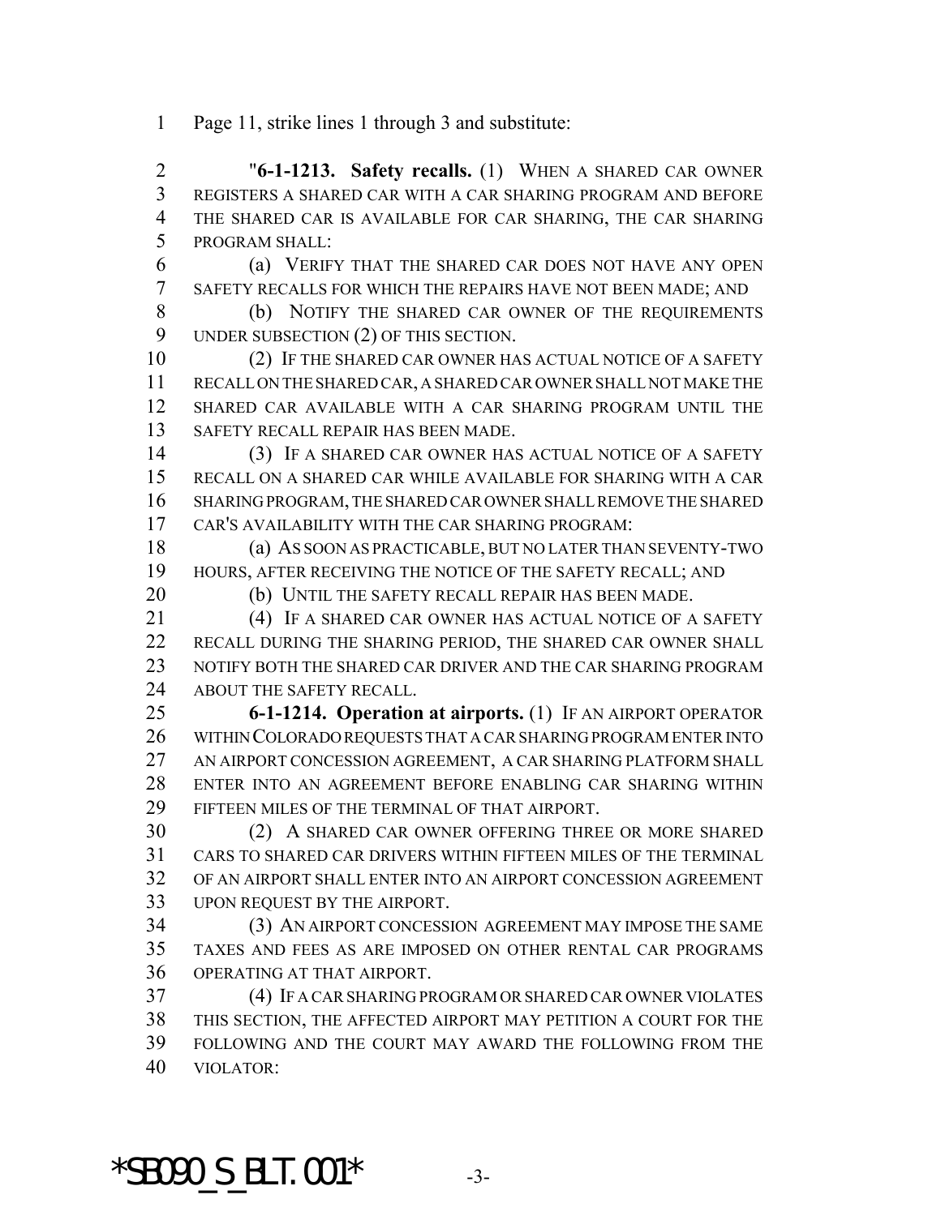Page 11, strike lines 1 through 3 and substitute:

"**6-1-1213. Safety recalls.** (1) WHEN A SHARED CAR OWNER REGISTERS A SHARED CAR WITH A CAR SHARING PROGRAM AND BEFORE THE SHARED CAR IS AVAILABLE FOR CAR SHARING, THE CAR SHARING PROGRAM SHALL:

(a) VERIFY THAT THE SHARED CAR DOES NOT HAVE ANY OPEN SAFETY RECALLS FOR WHICH THE REPAIRS HAVE NOT BEEN MADE; AND

(b) NOTIFY THE SHARED CAR OWNER OF THE REQUIREMENTS UNDER SUBSECTION (2) OF THIS SECTION.

(2) IF THE SHARED CAR OWNER HAS ACTUAL NOTICE OF A SAFETY RECALL ON THE SHARED CAR, A SHARED CAR OWNER SHALL NOT MAKE THE SHARED CAR AVAILABLE WITH A CAR SHARING PROGRAM UNTIL THE SAFETY RECALL REPAIR HAS BEEN MADE.

(3) IF A SHARED CAR OWNER HAS ACTUAL NOTICE OF A SAFETY RECALL ON A SHARED CAR WHILE AVAILABLE FOR SHARING WITH A CAR SHARING PROGRAM, THE SHARED CAR OWNER SHALL REMOVE THE SHARED CAR'S AVAILABILITY WITH THE CAR SHARING PROGRAM:

(a) AS SOON AS PRACTICABLE, BUT NO LATER THAN SEVENTY-TWO HOURS, AFTER RECEIVING THE NOTICE OF THE SAFETY RECALL; AND

(b) UNTIL THE SAFETY RECALL REPAIR HAS BEEN MADE.

(4) IF A SHARED CAR OWNER HAS ACTUAL NOTICE OF A SAFETY RECALL DURING THE SHARING PERIOD, THE SHARED CAR OWNER SHALL NOTIFY BOTH THE SHARED CAR DRIVER AND THE CAR SHARING PROGRAM ABOUT THE SAFETY RECALL.

**6-1-1214. Operation at airports.** (1) IF AN AIRPORT OPERATOR WITHIN COLORADO REQUESTS THAT A CAR SHARING PROGRAM ENTER INTO AN AIRPORT CONCESSION AGREEMENT, A CAR SHARING PLATFORM SHALL ENTER INTO AN AGREEMENT BEFORE ENABLING CAR SHARING WITHIN FIFTEEN MILES OF THE TERMINAL OF THAT AIRPORT.

(2) A SHARED CAR OWNER OFFERING THREE OR MORE SHARED CARS TO SHARED CAR DRIVERS WITHIN FIFTEEN MILES OF THE TERMINAL OF AN AIRPORT SHALL ENTER INTO AN AIRPORT CONCESSION AGREEMENT UPON REQUEST BY THE AIRPORT.

(3) AN AIRPORT CONCESSION AGREEMENT MAY IMPOSE THE SAME TAXES AND FEES AS ARE IMPOSED ON OTHER RENTAL CAR PROGRAMS OPERATING AT THAT AIRPORT.

(4) IF A CAR SHARING PROGRAM OR SHARED CAR OWNER VIOLATES THIS SECTION, THE AFFECTED AIRPORT MAY PETITION A COURT FOR THE FOLLOWING AND THE COURT MAY AWARD THE FOLLOWING FROM THE VIOLATOR:

*SB090_S_BLT.001*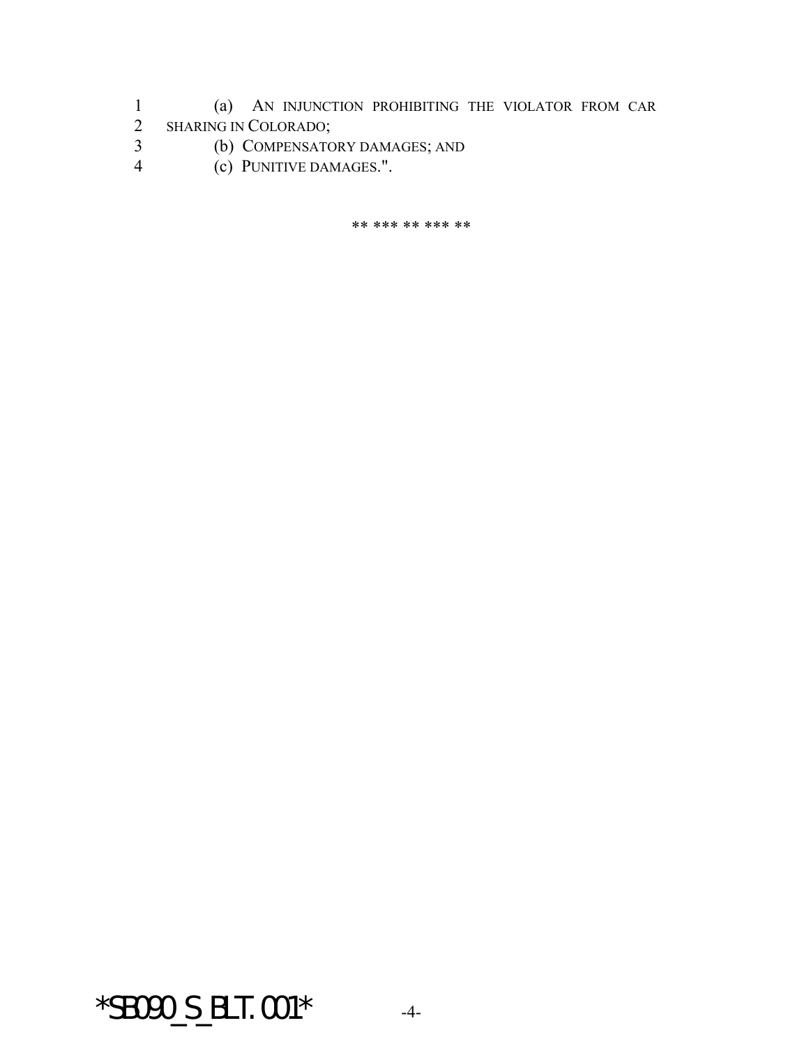1 (a) AN INJUNCTION PROHIBITING THE VIOLATOR FROM CAR
2 SHARING IN COLORADO;
3 (b) COMPENSATORY DAMAGES; AND
4 (c) PUNITIVE DAMAGES.".

** *** ** *** **

*SB090_S_BLT.001*